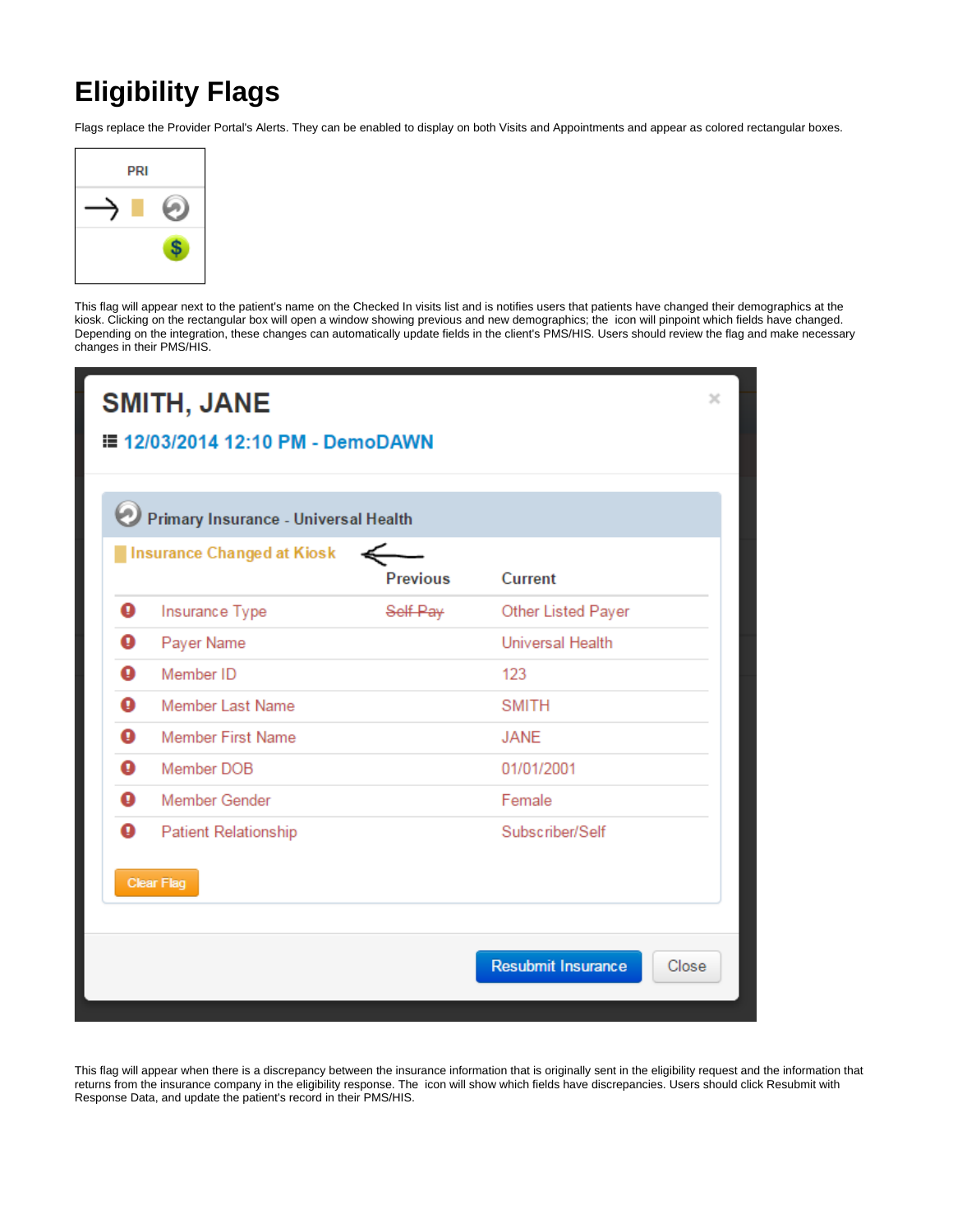# Eligibility Flags

Flags replace the Provider Portal's Alerts. They can be enabled to display on both Visits and Appointments and appear as colored rectangular boxes.

This flag will appear next to the patient's name on the Checked In visits list and is notifies users that patients have changed their demographics at the kiosk. Clicking on the rectangular box will open a window showing previous and new demographics; the  icon will pinpoint which fields have changed. Depending on the integration, these changes can automatically update fields in the client's PMS/HIS. Users should review the flag and make necessary changes in their PMS/HIS.

This flag will appear when there is a discrepancy between the insurance information that is originally sent in the eligibility request and the information that returns from the insurance company in the eligibility response. The  icon will show which fields have discrepancies. Users should click Resubmit with Response Data, and update the patient's record in their PMS/HIS.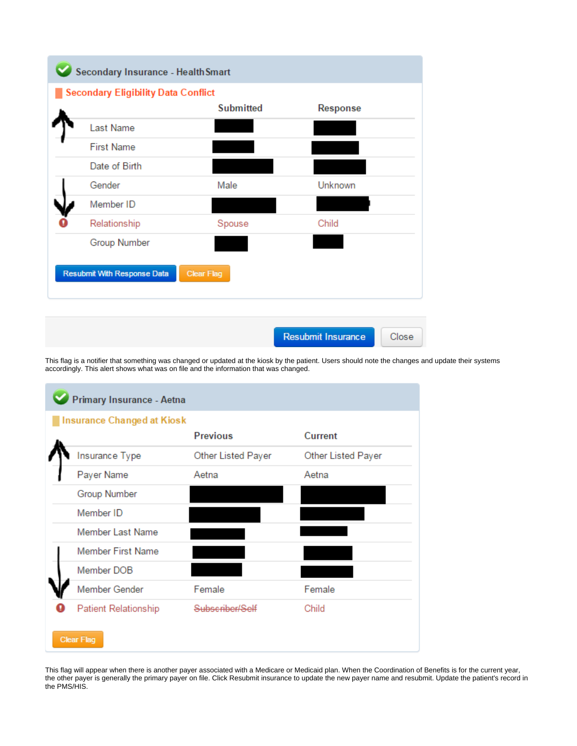### Secondary Insurance - HealthSmart

**Secondary Eligibility Data Conflict**

| | Submitted | Response |
|---|---|---|
| Last Name | ████ | ████ |
| First Name | ████ | ████ |
| Date of Birth | ████ | ████ |
| Gender | Male | Unknown |
| Member ID | ████ | ████ |
| Relationship | Spouse | Child |
| Group Number | ████ | ████ |

Resubmit With Response Data | Clear Flag

Resubmit Insurance | Close

This flag is a notifier that something was changed or updated at the kiosk by the patient. Users should note the changes and update their systems accordingly. This alert shows what was on file and the information that was changed.

### Primary Insurance - Aetna

**Insurance Changed at Kiosk**

| | Previous | Current |
|---|---|---|
| Insurance Type | Other Listed Payer | Other Listed Payer |
| Payer Name | Aetna | Aetna |
| Group Number | ████ | ████ |
| Member ID | ████ | ████ |
| Member Last Name | ████ | ████ |
| Member First Name | ████ | ████ |
| Member DOB | ████ | ████ |
| Member Gender | Female | Female |
| Patient Relationship | ~~Subscriber/Self~~ | Child |

Clear Flag

This flag will appear when there is another payer associated with a Medicare or Medicaid plan. When the Coordination of Benefits is for the current year, the other payer is generally the primary payer on file. Click Resubmit insurance to update the new payer name and resubmit. Update the patient's record in the PMS/HIS.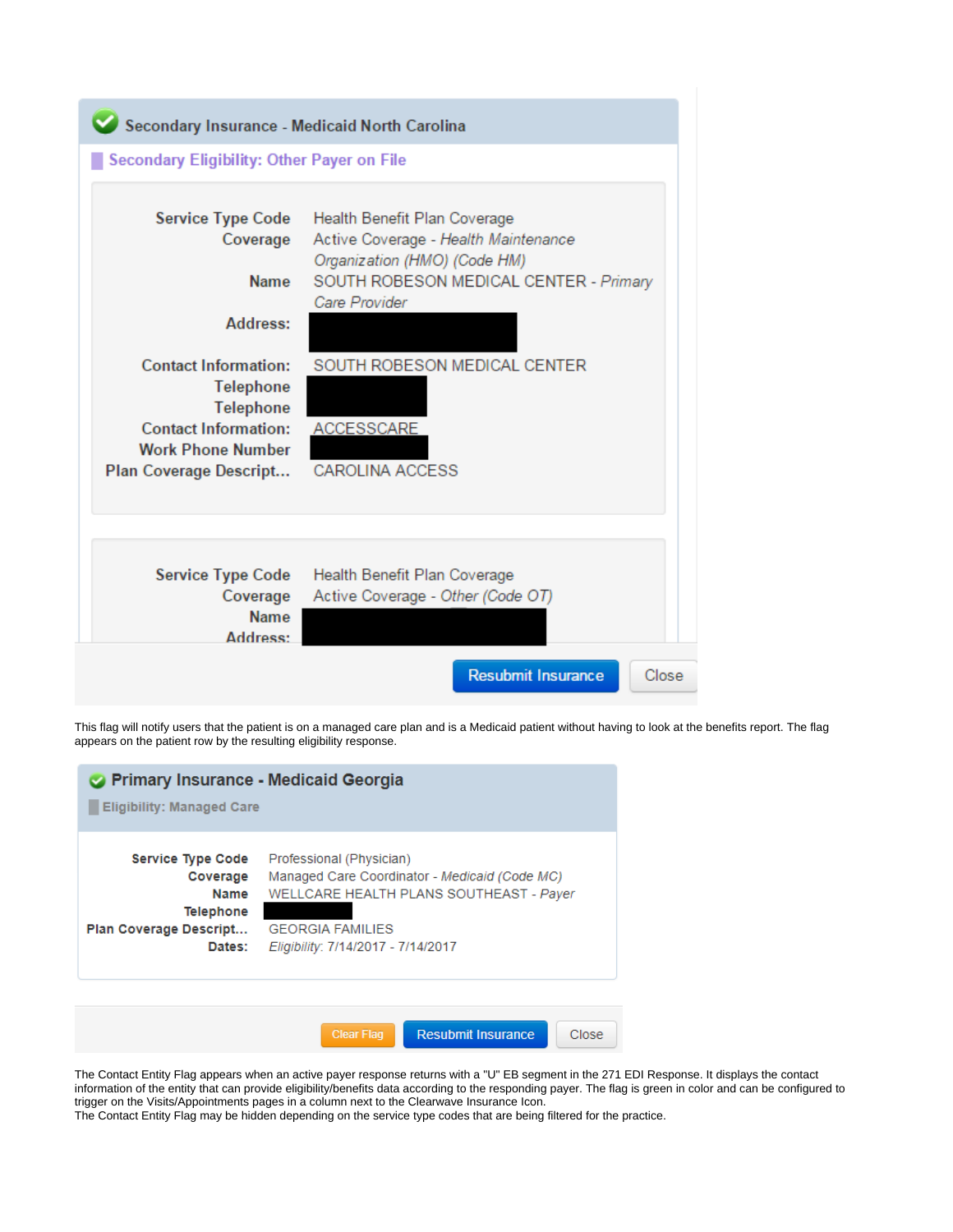## Secondary Insurance - Medicaid North Carolina

**Secondary Eligibility: Other Payer on File**

| | |
|---|---|
| **Service Type Code** | Health Benefit Plan Coverage |
| **Coverage** | Active Coverage - *Health Maintenance Organization (HMO) (Code HM)* |
| **Name** | SOUTH ROBESON MEDICAL CENTER - *Primary Care Provider* |
| **Address:** | |
| **Contact Information:** | SOUTH ROBESON MEDICAL CENTER |
| **Telephone** | |
| **Telephone** | |
| **Contact Information:** | ACCESSCARE |
| **Work Phone Number** | |
| **Plan Coverage Descript...** | CAROLINA ACCESS |

| | |
|---|---|
| **Service Type Code** | Health Benefit Plan Coverage |
| **Coverage** | Active Coverage - *Other (Code OT)* |
| **Name** | |
| **Address:** | |

Resubmit Insurance | Close

This flag will notify users that the patient is on a managed care plan and is a Medicaid patient without having to look at the benefits report. The flag appears on the patient row by the resulting eligibility response.

## Primary Insurance - Medicaid Georgia

**Eligibility: Managed Care**

| | |
|---|---|
| **Service Type Code** | Professional (Physician) |
| **Coverage** | Managed Care Coordinator - *Medicaid (Code MC)* |
| **Name** | WELLCARE HEALTH PLANS SOUTHEAST - *Payer* |
| **Telephone** | |
| **Plan Coverage Descript...** | GEORGIA FAMILIES |
| **Dates:** | *Eligibility*: 7/14/2017 - 7/14/2017 |

Clear Flag | Resubmit Insurance | Close

The Contact Entity Flag appears when an active payer response returns with a "U" EB segment in the 271 EDI Response. It displays the contact information of the entity that can provide eligibility/benefits data according to the responding payer. The flag is green in color and can be configured to trigger on the Visits/Appointments pages in a column next to the Clearwave Insurance Icon.
The Contact Entity Flag may be hidden depending on the service type codes that are being filtered for the practice.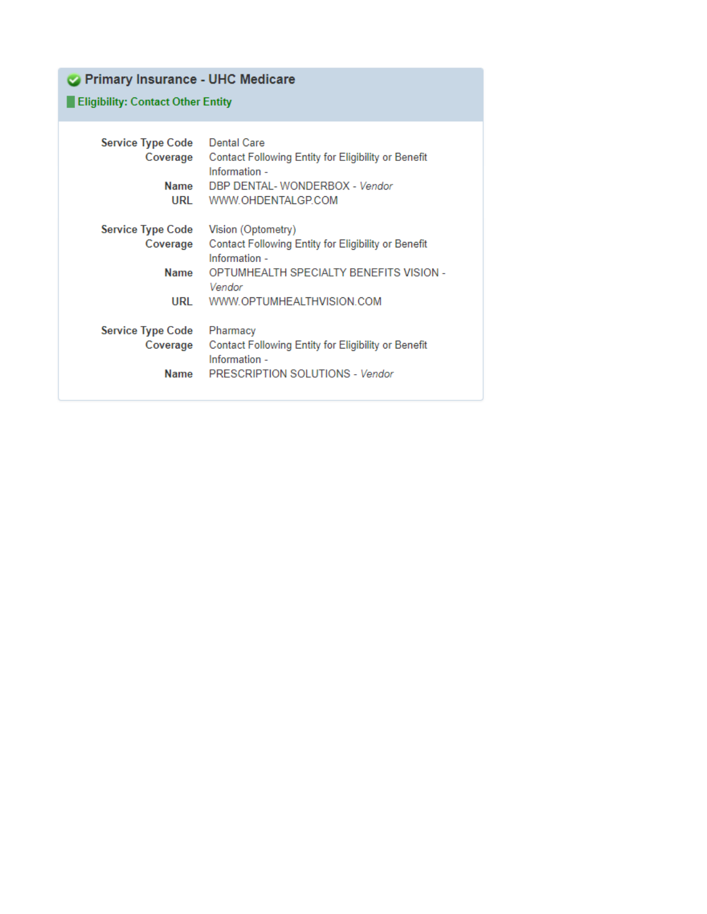## Primary Insurance - UHC Medicare

**Eligibility: Contact Other Entity**

| | |
|---|---|
| **Service Type Code** | Dental Care |
| **Coverage** | Contact Following Entity for Eligibility or Benefit Information - |
| **Name** | DBP DENTAL- WONDERBOX - *Vendor* |
| **URL** | WWW.OHDENTALGP.COM |
| **Service Type Code** | Vision (Optometry) |
| **Coverage** | Contact Following Entity for Eligibility or Benefit Information - |
| **Name** | OPTUMHEALTH SPECIALTY BENEFITS VISION - *Vendor* |
| **URL** | WWW.OPTUMHEALTHVISION.COM |
| **Service Type Code** | Pharmacy |
| **Coverage** | Contact Following Entity for Eligibility or Benefit Information - |
| **Name** | PRESCRIPTION SOLUTIONS - *Vendor* |